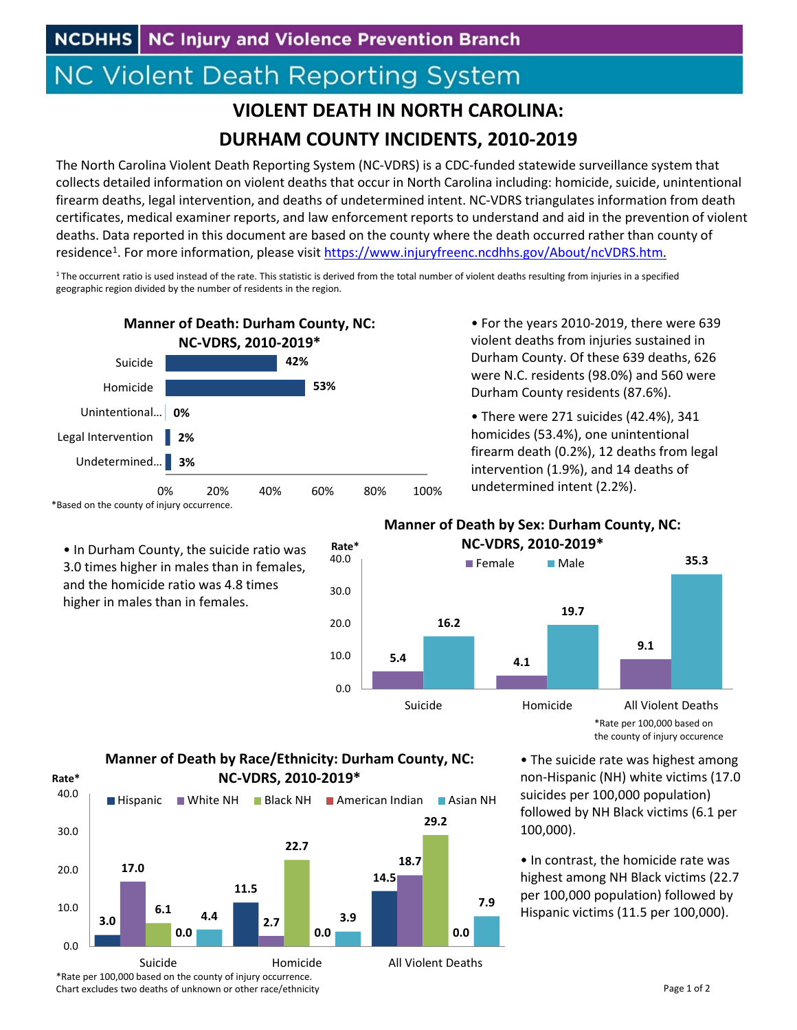NCDHHS | NC Injury and Violence Prevention Branch

# NC Violent Death Reporting System

## VIOLENT DEATH IN NORTH CAROLINA: DURHAM COUNTY INCIDENTS, 2010-2019

The North Carolina Violent Death Reporting System (NC-VDRS) is a CDC-funded statewide surveillance system that collects detailed information on violent deaths that occur in North Carolina including: homicide, suicide, unintentional firearm deaths, legal intervention, and deaths of undetermined intent. NC-VDRS triangulates information from death certificates, medical examiner reports, and law enforcement reports to understand and aid in the prevention of violent deaths. Data reported in this document are based on the county where the death occurred rather than county of residence[1]. For more information, please visit https://www.injuryfreenc.ncdhhs.gov/About/ncVDRS.htm.

[1] The occurrent ratio is used instead of the rate. This statistic is derived from the total number of violent deaths resulting from injuries in a specified geographic region divided by the number of residents in the region.

**Manner of Death: Durham County, NC: NC-VDRS, 2010-2019***

| Manner | Percent |
|---|---|
| Suicide | 42% |
| Homicide | 53% |
| Unintentional... | 0% |
| Legal Intervention | 2% |
| Undetermined... | 3% |

*Based on the county of injury occurrence.

- For the years 2010-2019, there were 639 violent deaths from injuries sustained in Durham County. Of these 639 deaths, 626 were N.C. residents (98.0%) and 560 were Durham County residents (87.6%).
- There were 271 suicides (42.4%), 341 homicides (53.4%), one unintentional firearm death (0.2%), 12 deaths from legal intervention (1.9%), and 14 deaths of undetermined intent (2.2%).
- In Durham County, the suicide ratio was 3.0 times higher in males than in females, and the homicide ratio was 4.8 times higher in males than in females.

**Manner of Death by Sex: Durham County, NC: NC-VDRS, 2010-2019***

| Rate* | Female | Male |
|---|---|---|
| Suicide | 5.4 | 16.2 |
| Homicide | 4.1 | 19.7 |
| All Violent Deaths | 9.1 | 35.3 |

*Rate per 100,000 based on the county of injury occurence

**Manner of Death by Race/Ethnicity: Durham County, NC: NC-VDRS, 2010-2019***

| Rate* | Hispanic | White NH | Black NH | American Indian | Asian NH |
|---|---|---|---|---|---|
| Suicide | 3.0 | 17.0 | 6.1 | 0.0 | 4.4 |
| Homicide | 11.5 | 2.7 | 22.7 | 0.0 | 3.9 |
| All Violent Deaths | 14.5 | 18.7 | 29.2 | 0.0 | 7.9 |

*Rate per 100,000 based on the county of injury occurrence.
Chart excludes two deaths of unknown or other race/ethnicity

- The suicide rate was highest among non-Hispanic (NH) white victims (17.0 suicides per 100,000 population) followed by NH Black victims (6.1 per 100,000).
- In contrast, the homicide rate was highest among NH Black victims (22.7 per 100,000 population) followed by Hispanic victims (11.5 per 100,000).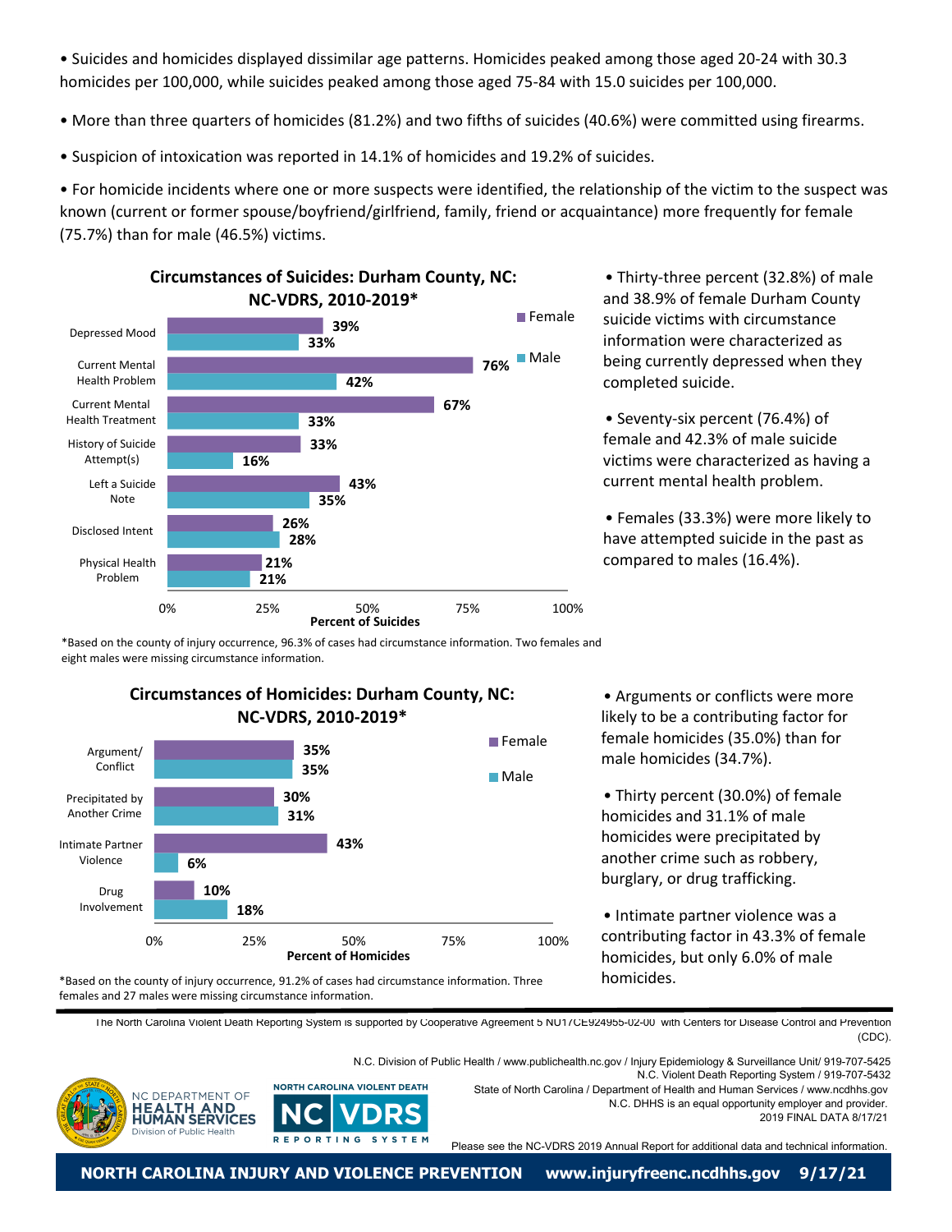• Suicides and homicides displayed dissimilar age patterns. Homicides peaked among those aged 20-24 with 30.3 homicides per 100,000, while suicides peaked among those aged 75-84 with 15.0 suicides per 100,000.

• More than three quarters of homicides (81.2%) and two fifths of suicides (40.6%) were committed using firearms.

• Suspicion of intoxication was reported in 14.1% of homicides and 19.2% of suicides.

• For homicide incidents where one or more suspects were identified, the relationship of the victim to the suspect was known (current or former spouse/boyfriend/girlfriend, family, friend or acquaintance) more frequently for female (75.7%) than for male (46.5%) victims.

**Circumstances of Suicides: Durham County, NC: NC-VDRS, 2010-2019***

Female
Male

Depressed Mood: 39%, 33%
Current Mental Health Problem: 76%, 42%
Current Mental Health Treatment: 67%, 33%
History of Suicide Attempt(s): 33%, 16%
Left a Suicide Note: 43%, 35%
Disclosed Intent: 26%, 28%
Physical Health Problem: 21%, 21%

0% 25% 50% 75% 100%
Percent of Suicides

*Based on the county of injury occurrence, 96.3% of cases had circumstance information. Two females and eight males were missing circumstance information.

• Thirty-three percent (32.8%) of male and 38.9% of female Durham County suicide victims with circumstance information were characterized as being currently depressed when they completed suicide.

• Seventy-six percent (76.4%) of female and 42.3% of male suicide victims were characterized as having a current mental health problem.

• Females (33.3%) were more likely to have attempted suicide in the past as compared to males (16.4%).

**Circumstances of Homicides: Durham County, NC: NC-VDRS, 2010-2019***

Female
Male

Argument/ Conflict: 35%, 35%
Precipitated by Another Crime: 30%, 31%
Intimate Partner Violence: 43%, 6%
Drug Involvement: 10%, 18%

0% 25% 50% 75% 100%
Percent of Homicides

*Based on the county of injury occurrence, 91.2% of cases had circumstance information. Three females and 27 males were missing circumstance information.

• Arguments or conflicts were more likely to be a contributing factor for female homicides (35.0%) than for male homicides (34.7%).

• Thirty percent (30.0%) of female homicides and 31.1% of male homicides were precipitated by another crime such as robbery, burglary, or drug trafficking.

• Intimate partner violence was a contributing factor in 43.3% of female homicides, but only 6.0% of male homicides.

The North Carolina Violent Death Reporting System is supported by Cooperative Agreement 5 NU17CE924955-02-00 with Centers for Disease Control and Prevention (CDC).

N.C. Division of Public Health / www.publichealth.nc.gov / Injury Epidemiology & Surveillance Unit/ 919-707-5425
N.C. Violent Death Reporting System / 919-707-5432
State of North Carolina / Department of Health and Human Services / www.ncdhhs.gov
N.C. DHHS is an equal opportunity employer and provider.
2019 FINAL DATA 8/17/21

NC DEPARTMENT OF HEALTH AND HUMAN SERVICES Division of Public Health

NORTH CAROLINA VIOLENT DEATH NC VDRS REPORTING SYSTEM

Please see the NC-VDRS 2019 Annual Report for additional data and technical information.

**NORTH CAROLINA INJURY AND VIOLENCE PREVENTION www.injuryfreenc.ncdhhs.gov 9/17/21**